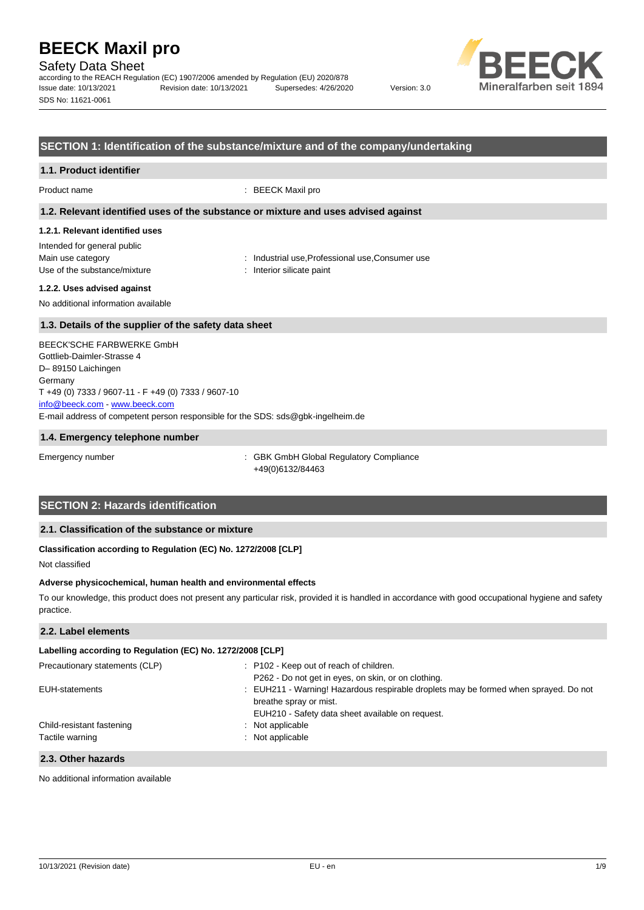# BEECK Maxil pro

Safety Data Sheet

according to the REACH Regulation (EC) 1907/2006 amended by Regulation (EU) 2020/878

Issue date: 10/13/2021 Revision date: 10/13/2021 Supersedes: 4/26/2020 Version: 3.0

SDS No: 11621-0061

## SECTION 1: Identification of the substance/mixture and of the company/undertaking

### 1.1. Product identifier

Product name : BEECK Maxil pro

### 1.2. Relevant identified uses of the substance or mixture and uses advised against

#### 1.2.1. Relevant identified uses

Intended for general public

Main use category : Industrial use,Professional use,Consumer use

Use of the substance/mixture : Interior silicate paint

#### 1.2.2. Uses advised against

No additional information available

### 1.3. Details of the supplier of the safety data sheet

BEECK'SCHE FARBWERKE GmbH
Gottlieb-Daimler-Strasse 4
D– 89150 Laichingen
Germany
T +49 (0) 7333 / 9607-11 - F +49 (0) 7333 / 9607-10
info@beeck.com - www.beeck.com
E-mail address of competent person responsible for the SDS: sds@gbk-ingelheim.de

### 1.4. Emergency telephone number

Emergency number : GBK GmbH Global Regulatory Compliance +49(0)6132/84463

## SECTION 2: Hazards identification

### 2.1. Classification of the substance or mixture

**Classification according to Regulation (EC) No. 1272/2008 [CLP]**

Not classified

**Adverse physicochemical, human health and environmental effects**

To our knowledge, this product does not present any particular risk, provided it is handled in accordance with good occupational hygiene and safety practice.

### 2.2. Label elements

**Labelling according to Regulation (EC) No. 1272/2008 [CLP]**

Precautionary statements (CLP) : P102 - Keep out of reach of children.
P262 - Do not get in eyes, on skin, or on clothing.

EUH-statements : EUH211 - Warning! Hazardous respirable droplets may be formed when sprayed. Do not breathe spray or mist.
EUH210 - Safety data sheet available on request.

Child-resistant fastening : Not applicable

Tactile warning : Not applicable

### 2.3. Other hazards

No additional information available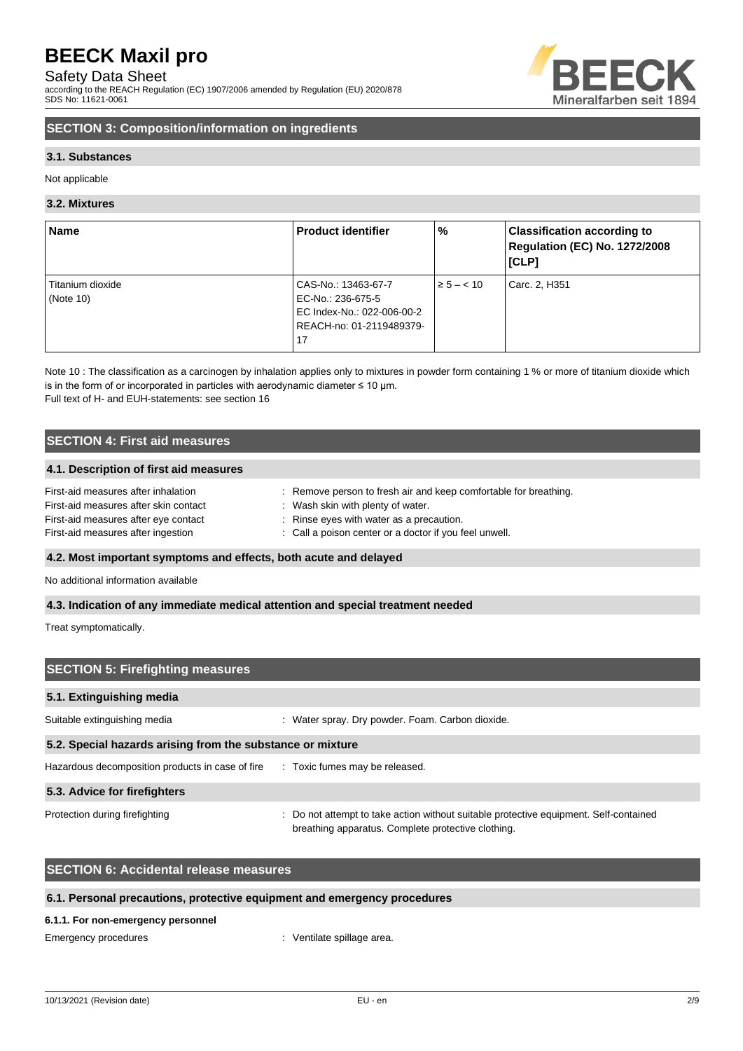## SECTION 3: Composition/information on ingredients

### 3.1. Substances

Not applicable

### 3.2. Mixtures

| Name | Product identifier | % | Classification according to Regulation (EC) No. 1272/2008 [CLP] |
|---|---|---|---|
| Titanium dioxide (Note 10) | CAS-No.: 13463-67-7<br>EC-No.: 236-675-5<br>EC Index-No.: 022-006-00-2<br>REACH-no: 01-2119489379-17 | ≥ 5 – < 10 | Carc. 2, H351 |

Note 10 : The classification as a carcinogen by inhalation applies only to mixtures in powder form containing 1 % or more of titanium dioxide which is in the form of or incorporated in particles with aerodynamic diameter ≤ 10 μm.
Full text of H- and EUH-statements: see section 16

## SECTION 4: First aid measures

### 4.1. Description of first aid measures

First-aid measures after inhalation : Remove person to fresh air and keep comfortable for breathing.
First-aid measures after skin contact : Wash skin with plenty of water.
First-aid measures after eye contact : Rinse eyes with water as a precaution.
First-aid measures after ingestion : Call a poison center or a doctor if you feel unwell.

### 4.2. Most important symptoms and effects, both acute and delayed

No additional information available

### 4.3. Indication of any immediate medical attention and special treatment needed

Treat symptomatically.

## SECTION 5: Firefighting measures

### 5.1. Extinguishing media

Suitable extinguishing media : Water spray. Dry powder. Foam. Carbon dioxide.

### 5.2. Special hazards arising from the substance or mixture

Hazardous decomposition products in case of fire : Toxic fumes may be released.

### 5.3. Advice for firefighters

Protection during firefighting : Do not attempt to take action without suitable protective equipment. Self-contained breathing apparatus. Complete protective clothing.

## SECTION 6: Accidental release measures

### 6.1. Personal precautions, protective equipment and emergency procedures

#### 6.1.1. For non-emergency personnel

Emergency procedures : Ventilate spillage area.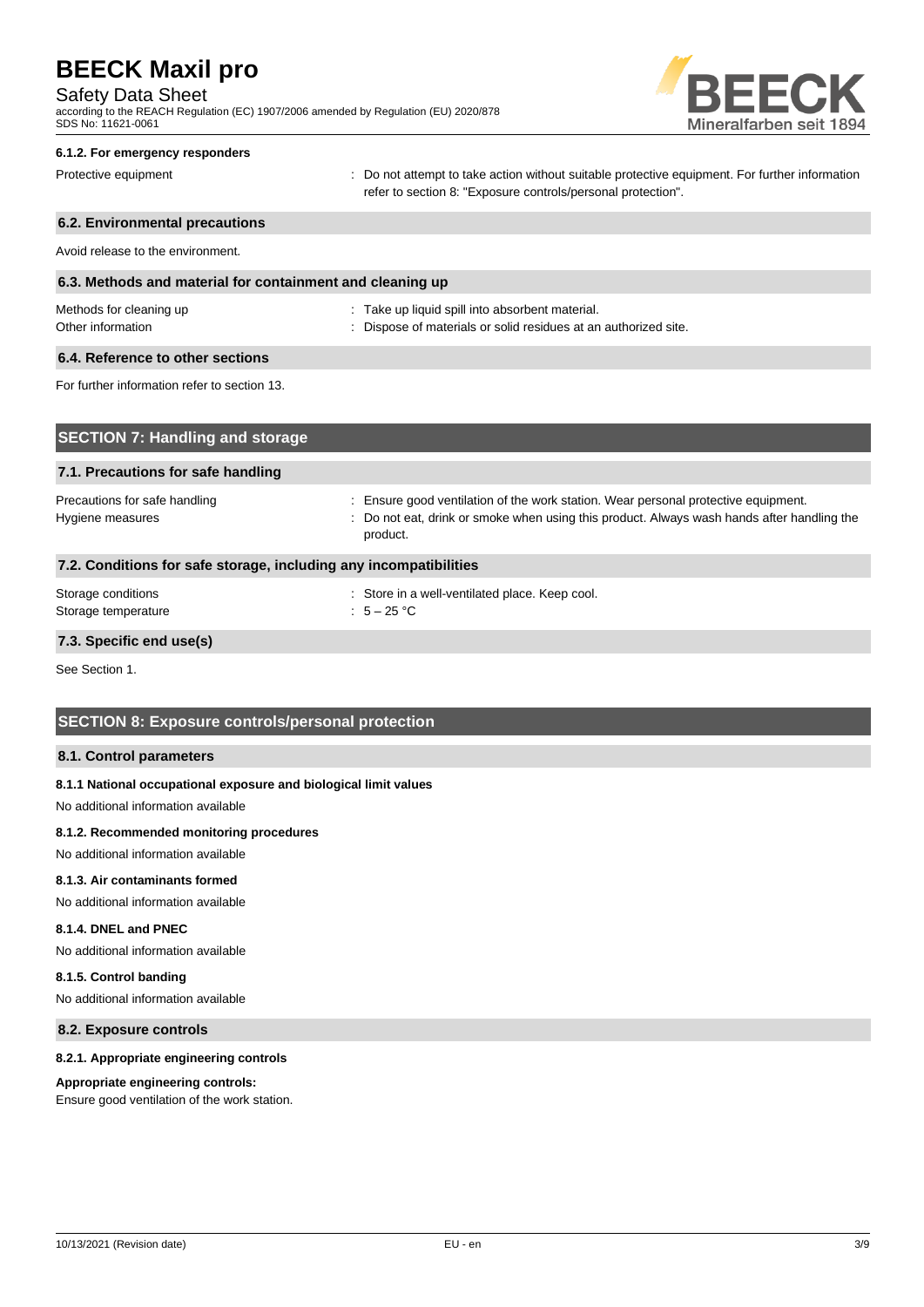#### 6.1.2. For emergency responders

| | |
|---|---|
| Protective equipment | : Do not attempt to take action without suitable protective equipment. For further information refer to section 8: "Exposure controls/personal protection". |

### 6.2. Environmental precautions

Avoid release to the environment.

### 6.3. Methods and material for containment and cleaning up

| | |
|---|---|
| Methods for cleaning up | : Take up liquid spill into absorbent material. |
| Other information | : Dispose of materials or solid residues at an authorized site. |

### 6.4. Reference to other sections

For further information refer to section 13.

## SECTION 7: Handling and storage

### 7.1. Precautions for safe handling

| | |
|---|---|
| Precautions for safe handling | : Ensure good ventilation of the work station. Wear personal protective equipment. |
| Hygiene measures | : Do not eat, drink or smoke when using this product. Always wash hands after handling the product. |

### 7.2. Conditions for safe storage, including any incompatibilities

| | |
|---|---|
| Storage conditions | : Store in a well-ventilated place. Keep cool. |
| Storage temperature | : 5 – 25 °C |

### 7.3. Specific end use(s)

See Section 1.

## SECTION 8: Exposure controls/personal protection

### 8.1. Control parameters

#### 8.1.1 National occupational exposure and biological limit values

No additional information available

#### 8.1.2. Recommended monitoring procedures

No additional information available

#### 8.1.3. Air contaminants formed

No additional information available

#### 8.1.4. DNEL and PNEC

No additional information available

#### 8.1.5. Control banding

No additional information available

### 8.2. Exposure controls

#### 8.2.1. Appropriate engineering controls

**Appropriate engineering controls:**
Ensure good ventilation of the work station.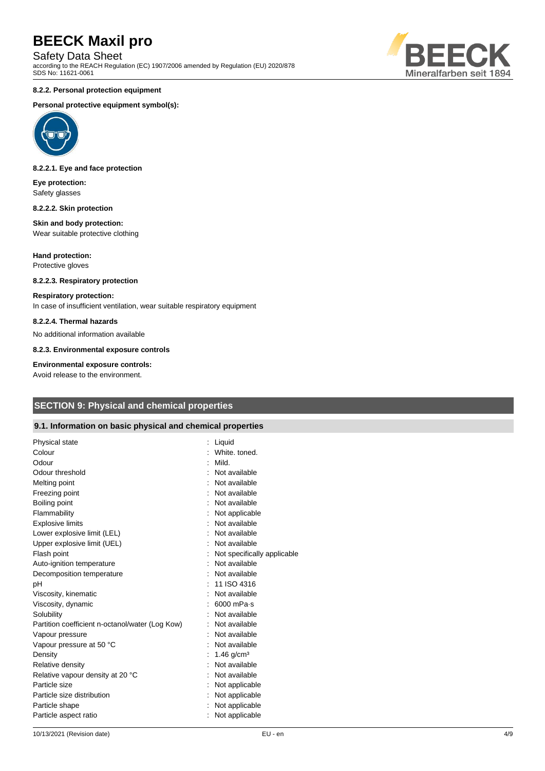#### 8.2.2. Personal protection equipment

**Personal protective equipment symbol(s):**

#### 8.2.2.1. Eye and face protection

**Eye protection:**
Safety glasses

#### 8.2.2.2. Skin protection

**Skin and body protection:**
Wear suitable protective clothing

**Hand protection:**
Protective gloves

#### 8.2.2.3. Respiratory protection

**Respiratory protection:**
In case of insufficient ventilation, wear suitable respiratory equipment

#### 8.2.2.4. Thermal hazards

No additional information available

#### 8.2.3. Environmental exposure controls

**Environmental exposure controls:**
Avoid release to the environment.

## SECTION 9: Physical and chemical properties

### 9.1. Information on basic physical and chemical properties

| Property | Value |
|---|---|
| Physical state | : Liquid |
| Colour | : White. toned. |
| Odour | : Mild. |
| Odour threshold | : Not available |
| Melting point | : Not available |
| Freezing point | : Not available |
| Boiling point | : Not available |
| Flammability | : Not applicable |
| Explosive limits | : Not available |
| Lower explosive limit (LEL) | : Not available |
| Upper explosive limit (UEL) | : Not available |
| Flash point | : Not specifically applicable |
| Auto-ignition temperature | : Not available |
| Decomposition temperature | : Not available |
| pH | : 11 ISO 4316 |
| Viscosity, kinematic | : Not available |
| Viscosity, dynamic | : 6000 mPa·s |
| Solubility | : Not available |
| Partition coefficient n-octanol/water (Log Kow) | : Not available |
| Vapour pressure | : Not available |
| Vapour pressure at 50 °C | : Not available |
| Density | : 1.46 g/cm³ |
| Relative density | : Not available |
| Relative vapour density at 20 °C | : Not available |
| Particle size | : Not applicable |
| Particle size distribution | : Not applicable |
| Particle shape | : Not applicable |
| Particle aspect ratio | : Not applicable |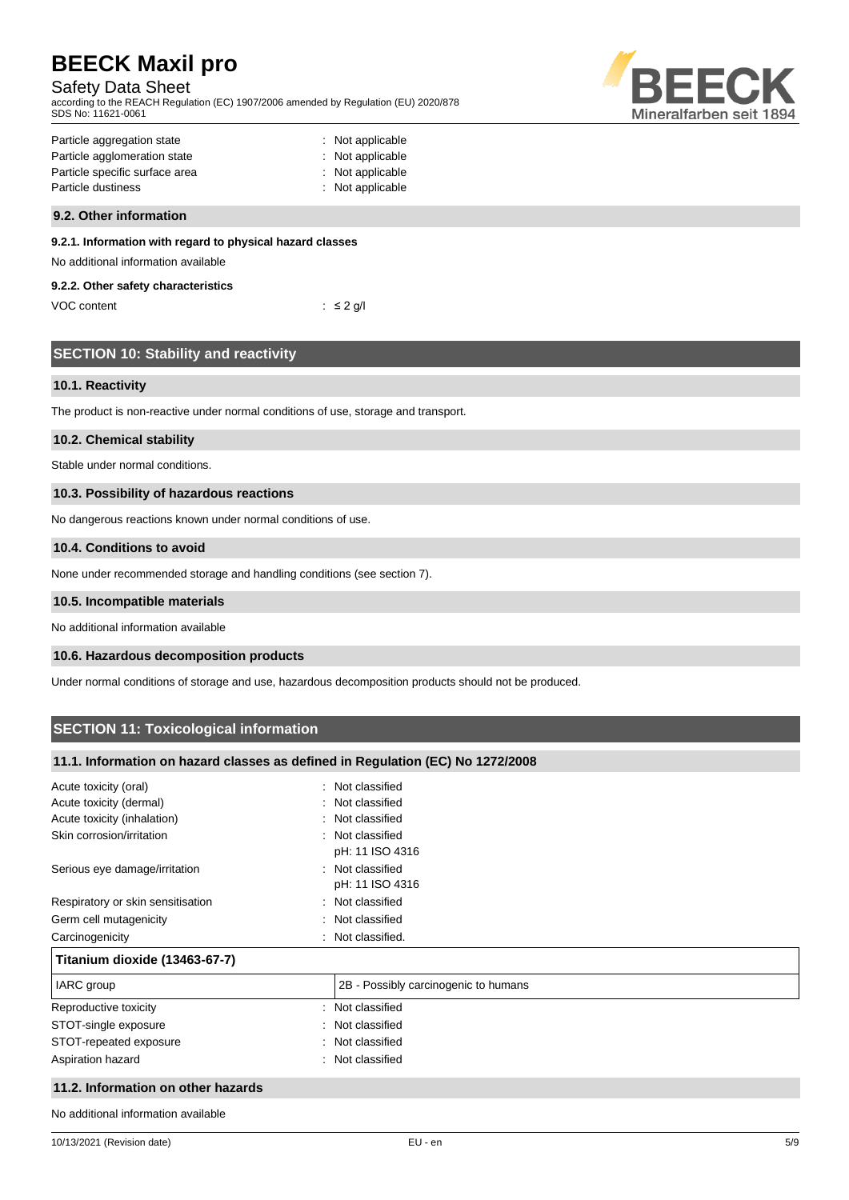| | |
|---|---|
| Particle aggregation state | : Not applicable |
| Particle agglomeration state | : Not applicable |
| Particle specific surface area | : Not applicable |
| Particle dustiness | : Not applicable |

### 9.2. Other information

#### 9.2.1. Information with regard to physical hazard classes

No additional information available

#### 9.2.2. Other safety characteristics

| | |
|---|---|
| VOC content | : ≤ 2 g/l |

## SECTION 10: Stability and reactivity

### 10.1. Reactivity

The product is non-reactive under normal conditions of use, storage and transport.

### 10.2. Chemical stability

Stable under normal conditions.

### 10.3. Possibility of hazardous reactions

No dangerous reactions known under normal conditions of use.

### 10.4. Conditions to avoid

None under recommended storage and handling conditions (see section 7).

### 10.5. Incompatible materials

No additional information available

### 10.6. Hazardous decomposition products

Under normal conditions of storage and use, hazardous decomposition products should not be produced.

## SECTION 11: Toxicological information

### 11.1. Information on hazard classes as defined in Regulation (EC) No 1272/2008

| | |
|---|---|
| Acute toxicity (oral) | : Not classified |
| Acute toxicity (dermal) | : Not classified |
| Acute toxicity (inhalation) | : Not classified |
| Skin corrosion/irritation | : Not classified<br>pH: 11 ISO 4316 |
| Serious eye damage/irritation | : Not classified<br>pH: 11 ISO 4316 |
| Respiratory or skin sensitisation | : Not classified |
| Germ cell mutagenicity | : Not classified |
| Carcinogenicity | : Not classified. |

| Titanium dioxide (13463-67-7) | |
|---|---|
| IARC group | 2B - Possibly carcinogenic to humans |

| | |
|---|---|
| Reproductive toxicity | : Not classified |
| STOT-single exposure | : Not classified |
| STOT-repeated exposure | : Not classified |
| Aspiration hazard | : Not classified |

### 11.2. Information on other hazards

No additional information available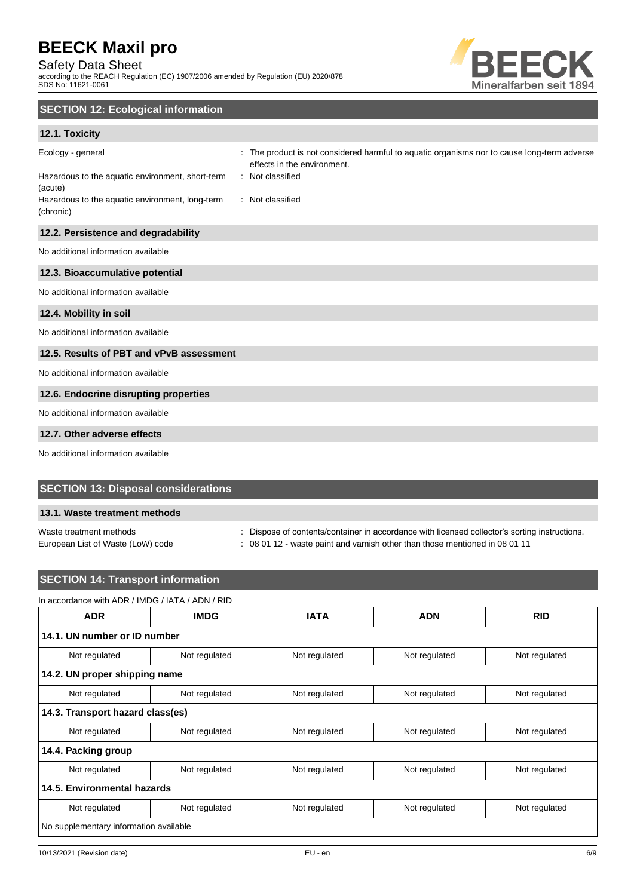## SECTION 12: Ecological information

### 12.1. Toxicity

Ecology - general : The product is not considered harmful to aquatic organisms nor to cause long-term adverse effects in the environment.

Hazardous to the aquatic environment, short-term (acute) : Not classified

Hazardous to the aquatic environment, long-term (chronic) : Not classified

### 12.2. Persistence and degradability

No additional information available

### 12.3. Bioaccumulative potential

No additional information available

### 12.4. Mobility in soil

No additional information available

### 12.5. Results of PBT and vPvB assessment

No additional information available

### 12.6. Endocrine disrupting properties

No additional information available

### 12.7. Other adverse effects

No additional information available

## SECTION 13: Disposal considerations

### 13.1. Waste treatment methods

Waste treatment methods : Dispose of contents/container in accordance with licensed collector's sorting instructions.

European List of Waste (LoW) code : 08 01 12 - waste paint and varnish other than those mentioned in 08 01 11

## SECTION 14: Transport information

In accordance with ADR / IMDG / IATA / ADN / RID

| ADR | IMDG | IATA | ADN | RID |
|---|---|---|---|---|
| **14.1. UN number or ID number** | | | | |
| Not regulated | Not regulated | Not regulated | Not regulated | Not regulated |
| **14.2. UN proper shipping name** | | | | |
| Not regulated | Not regulated | Not regulated | Not regulated | Not regulated |
| **14.3. Transport hazard class(es)** | | | | |
| Not regulated | Not regulated | Not regulated | Not regulated | Not regulated |
| **14.4. Packing group** | | | | |
| Not regulated | Not regulated | Not regulated | Not regulated | Not regulated |
| **14.5. Environmental hazards** | | | | |
| Not regulated | Not regulated | Not regulated | Not regulated | Not regulated |
| No supplementary information available | | | | |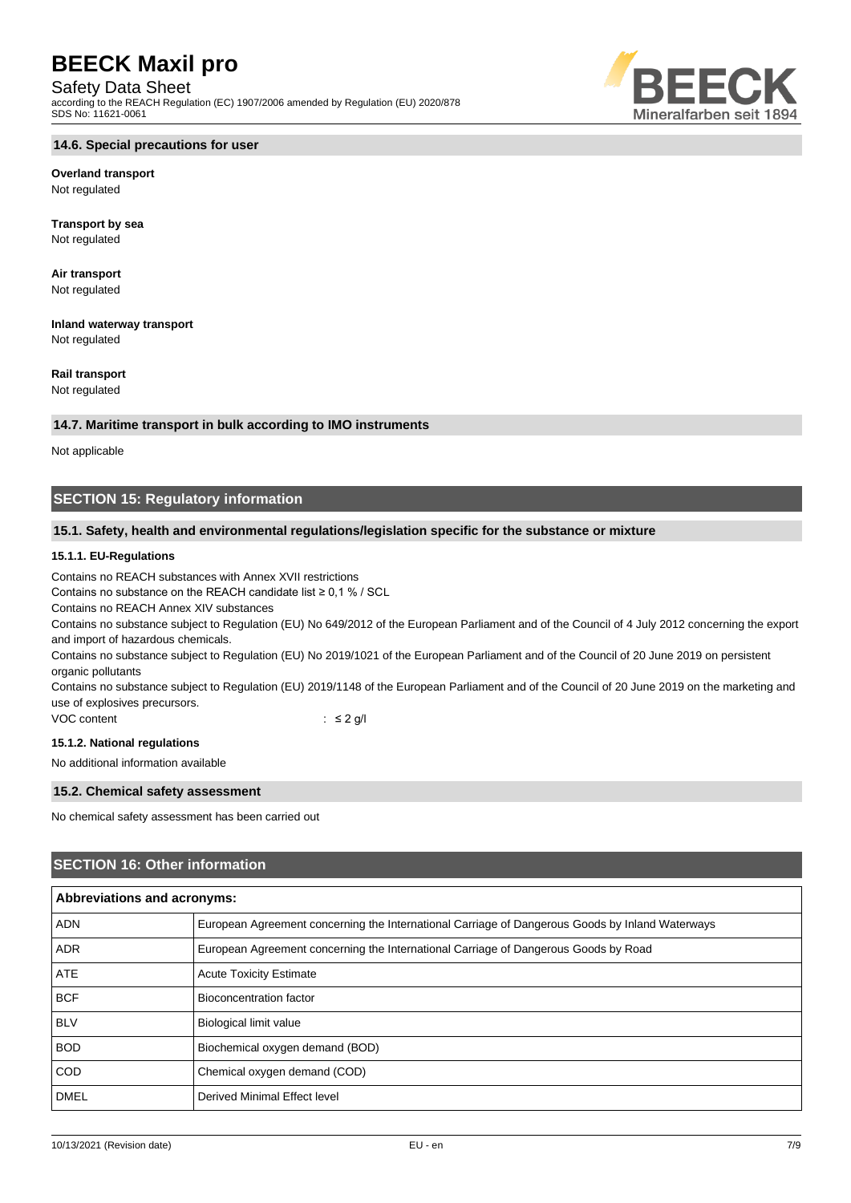### 14.6. Special precautions for user

**Overland transport**
Not regulated

**Transport by sea**
Not regulated

**Air transport**
Not regulated

**Inland waterway transport**
Not regulated

**Rail transport**
Not regulated

### 14.7. Maritime transport in bulk according to IMO instruments

Not applicable

## SECTION 15: Regulatory information

### 15.1. Safety, health and environmental regulations/legislation specific for the substance or mixture

#### 15.1.1. EU-Regulations

Contains no REACH substances with Annex XVII restrictions
Contains no substance on the REACH candidate list ≥ 0,1 % / SCL
Contains no REACH Annex XIV substances
Contains no substance subject to Regulation (EU) No 649/2012 of the European Parliament and of the Council of 4 July 2012 concerning the export and import of hazardous chemicals.
Contains no substance subject to Regulation (EU) No 2019/1021 of the European Parliament and of the Council of 20 June 2019 on persistent organic pollutants
Contains no substance subject to Regulation (EU) 2019/1148 of the European Parliament and of the Council of 20 June 2019 on the marketing and use of explosives precursors.

VOC content : ≤ 2 g/l

#### 15.1.2. National regulations

No additional information available

### 15.2. Chemical safety assessment

No chemical safety assessment has been carried out

## SECTION 16: Other information

| Abbreviations and acronyms: | |
|---|---|
| ADN | European Agreement concerning the International Carriage of Dangerous Goods by Inland Waterways |
| ADR | European Agreement concerning the International Carriage of Dangerous Goods by Road |
| ATE | Acute Toxicity Estimate |
| BCF | Bioconcentration factor |
| BLV | Biological limit value |
| BOD | Biochemical oxygen demand (BOD) |
| COD | Chemical oxygen demand (COD) |
| DMEL | Derived Minimal Effect level |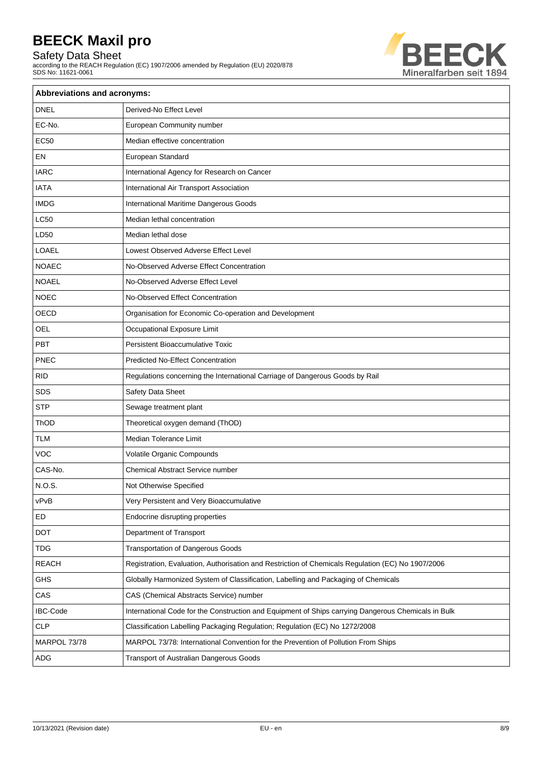| Abbreviations and acronyms: | |
|---|---|
| DNEL | Derived-No Effect Level |
| EC-No. | European Community number |
| EC50 | Median effective concentration |
| EN | European Standard |
| IARC | International Agency for Research on Cancer |
| IATA | International Air Transport Association |
| IMDG | International Maritime Dangerous Goods |
| LC50 | Median lethal concentration |
| LD50 | Median lethal dose |
| LOAEL | Lowest Observed Adverse Effect Level |
| NOAEC | No-Observed Adverse Effect Concentration |
| NOAEL | No-Observed Adverse Effect Level |
| NOEC | No-Observed Effect Concentration |
| OECD | Organisation for Economic Co-operation and Development |
| OEL | Occupational Exposure Limit |
| PBT | Persistent Bioaccumulative Toxic |
| PNEC | Predicted No-Effect Concentration |
| RID | Regulations concerning the International Carriage of Dangerous Goods by Rail |
| SDS | Safety Data Sheet |
| STP | Sewage treatment plant |
| ThOD | Theoretical oxygen demand (ThOD) |
| TLM | Median Tolerance Limit |
| VOC | Volatile Organic Compounds |
| CAS-No. | Chemical Abstract Service number |
| N.O.S. | Not Otherwise Specified |
| vPvB | Very Persistent and Very Bioaccumulative |
| ED | Endocrine disrupting properties |
| DOT | Department of Transport |
| TDG | Transportation of Dangerous Goods |
| REACH | Registration, Evaluation, Authorisation and Restriction of Chemicals Regulation (EC) No 1907/2006 |
| GHS | Globally Harmonized System of Classification, Labelling and Packaging of Chemicals |
| CAS | CAS (Chemical Abstracts Service) number |
| IBC-Code | International Code for the Construction and Equipment of Ships carrying Dangerous Chemicals in Bulk |
| CLP | Classification Labelling Packaging Regulation; Regulation (EC) No 1272/2008 |
| MARPOL 73/78 | MARPOL 73/78: International Convention for the Prevention of Pollution From Ships |
| ADG | Transport of Australian Dangerous Goods |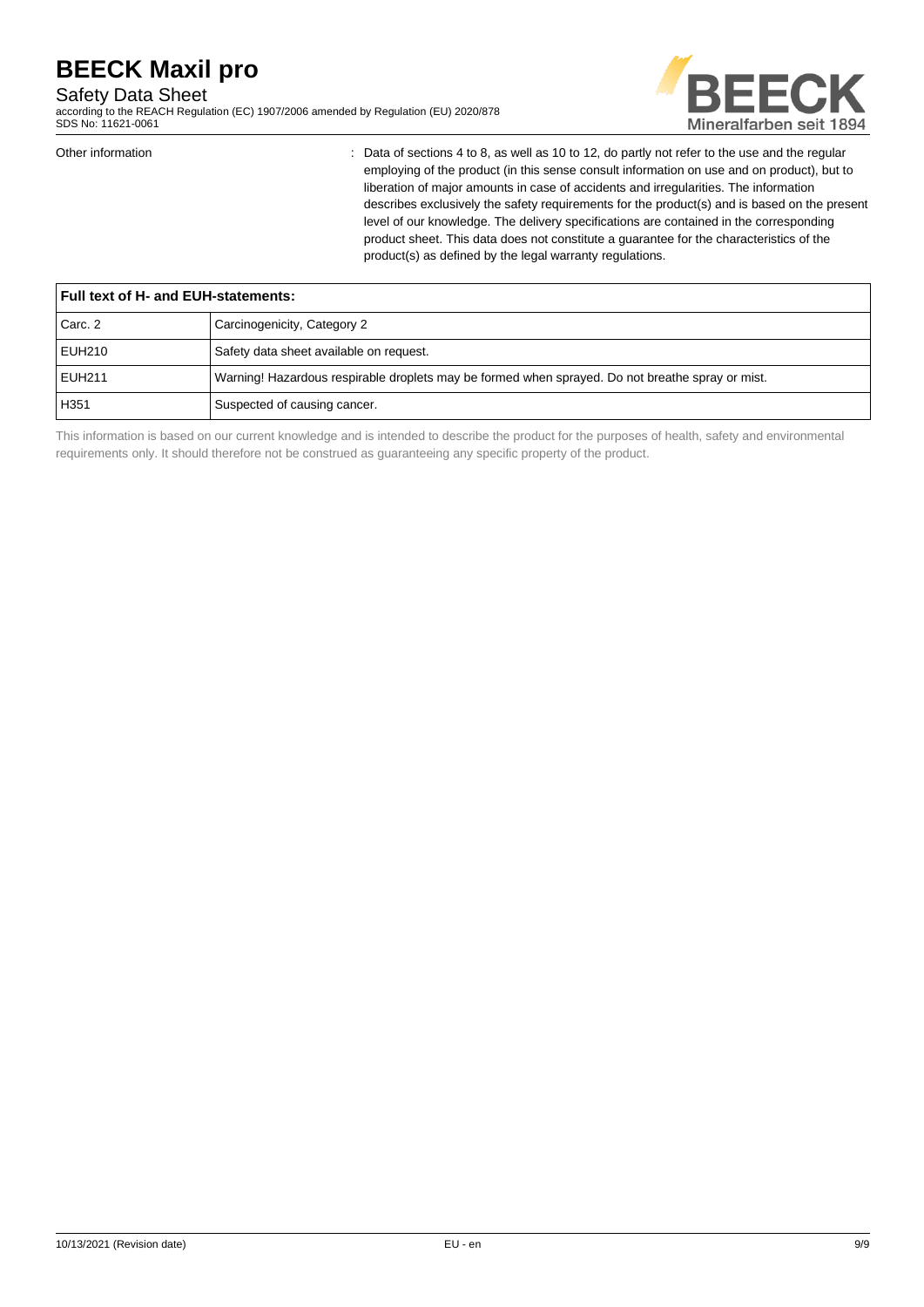Other information : Data of sections 4 to 8, as well as 10 to 12, do partly not refer to the use and the regular employing of the product (in this sense consult information on use and on product), but to liberation of major amounts in case of accidents and irregularities. The information describes exclusively the safety requirements for the product(s) and is based on the present level of our knowledge. The delivery specifications are contained in the corresponding product sheet. This data does not constitute a guarantee for the characteristics of the product(s) as defined by the legal warranty regulations.

| Full text of H- and EUH-statements: | |
|---|---|
| Carc. 2 | Carcinogenicity, Category 2 |
| EUH210 | Safety data sheet available on request. |
| EUH211 | Warning! Hazardous respirable droplets may be formed when sprayed. Do not breathe spray or mist. |
| H351 | Suspected of causing cancer. |

This information is based on our current knowledge and is intended to describe the product for the purposes of health, safety and environmental requirements only. It should therefore not be construed as guaranteeing any specific property of the product.